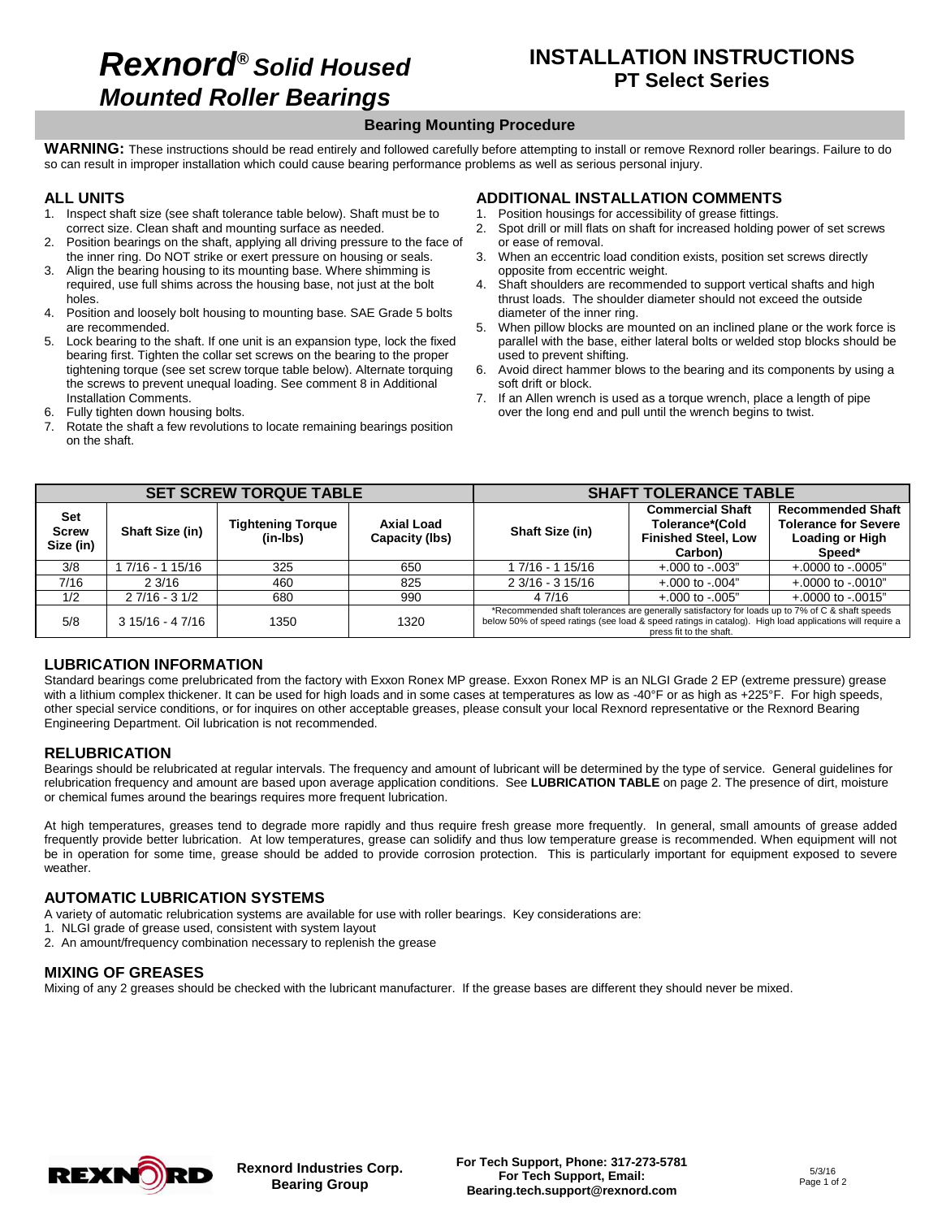# *Rexnord® Solid Housed Mounted Roller Bearings*

# INSTALLATION INSTRUCTIONS
## PT Select Series

## Bearing Mounting Procedure

**WARNING:** These instructions should be read entirely and followed carefully before attempting to install or remove Rexnord roller bearings. Failure to do so can result in improper installation which could cause bearing performance problems as well as serious personal injury.

### ALL UNITS

1. Inspect shaft size (see shaft tolerance table below). Shaft must be to correct size. Clean shaft and mounting surface as needed.
2. Position bearings on the shaft, applying all driving pressure to the face of the inner ring. Do NOT strike or exert pressure on housing or seals.
3. Align the bearing housing to its mounting base. Where shimming is required, use full shims across the housing base, not just at the bolt holes.
4. Position and loosely bolt housing to mounting base. SAE Grade 5 bolts are recommended.
5. Lock bearing to the shaft. If one unit is an expansion type, lock the fixed bearing first. Tighten the collar set screws on the bearing to the proper tightening torque (see set screw torque table below). Alternate torquing the screws to prevent unequal loading. See comment 8 in Additional Installation Comments.
6. Fully tighten down housing bolts.
7. Rotate the shaft a few revolutions to locate remaining bearings position on the shaft.

### ADDITIONAL INSTALLATION COMMENTS

1. Position housings for accessibility of grease fittings.
2. Spot drill or mill flats on shaft for increased holding power of set screws or ease of removal.
3. When an eccentric load condition exists, position set screws directly opposite from eccentric weight.
4. Shaft shoulders are recommended to support vertical shafts and high thrust loads. The shoulder diameter should not exceed the outside diameter of the inner ring.
5. When pillow blocks are mounted on an inclined plane or the work force is parallel with the base, either lateral bolts or welded stop blocks should be used to prevent shifting.
6. Avoid direct hammer blows to the bearing and its components by using a soft drift or block.
7. If an Allen wrench is used as a torque wrench, place a length of pipe over the long end and pull until the wrench begins to twist.

| SET SCREW TORQUE TABLE | | | | SHAFT TOLERANCE TABLE | | |
|---|---|---|---|---|---|---|
| Set Screw Size (in) | Shaft Size (in) | Tightening Torque (in-lbs) | Axial Load Capacity (lbs) | Shaft Size (in) | Commercial Shaft Tolerance*(Cold Finished Steel, Low Carbon) | Recommended Shaft Tolerance for Severe Loading or High Speed* |
| 3/8 | 1 7/16 - 1 15/16 | 325 | 650 | 1 7/16 - 1 15/16 | +.000 to -.003" | +.0000 to -.0005" |
| 7/16 | 2 3/16 | 460 | 825 | 2 3/16 - 3 15/16 | +.000 to -.004" | +.0000 to -.0010" |
| 1/2 | 2 7/16 - 3 1/2 | 680 | 990 | 4 7/16 | +.000 to -.005" | +.0000 to -.0015" |
| 5/8 | 3 15/16 - 4 7/16 | 1350 | 1320 | *Recommended shaft tolerances are generally satisfactory for loads up to 7% of C & shaft speeds below 50% of speed ratings (see load & speed ratings in catalog). High load applications will require a press fit to the shaft. | | |

### LUBRICATION INFORMATION

Standard bearings come prelubricated from the factory with Exxon Ronex MP grease. Exxon Ronex MP is an NLGI Grade 2 EP (extreme pressure) grease with a lithium complex thickener. It can be used for high loads and in some cases at temperatures as low as -40°F or as high as +225°F. For high speeds, other special service conditions, or for inquires on other acceptable greases, please consult your local Rexnord representative or the Rexnord Bearing Engineering Department. Oil lubrication is not recommended.

### RELUBRICATION

Bearings should be relubricated at regular intervals. The frequency and amount of lubricant will be determined by the type of service. General guidelines for relubrication frequency and amount are based upon average application conditions. See **LUBRICATION TABLE** on page 2. The presence of dirt, moisture or chemical fumes around the bearings requires more frequent lubrication.

At high temperatures, greases tend to degrade more rapidly and thus require fresh grease more frequently. In general, small amounts of grease added frequently provide better lubrication. At low temperatures, grease can solidify and thus low temperature grease is recommended. When equipment will not be in operation for some time, grease should be added to provide corrosion protection. This is particularly important for equipment exposed to severe weather.

### AUTOMATIC LUBRICATION SYSTEMS

A variety of automatic relubrication systems are available for use with roller bearings. Key considerations are:

1. NLGI grade of grease used, consistent with system layout
2. An amount/frequency combination necessary to replenish the grease

### MIXING OF GREASES

Mixing of any 2 greases should be checked with the lubricant manufacturer. If the grease bases are different they should never be mixed.

**Rexnord Industries Corp.
Bearing Group**

**For Tech Support, Phone: 317-273-5781
For Tech Support, Email:
Bearing.tech.support@rexnord.com**

5/3/16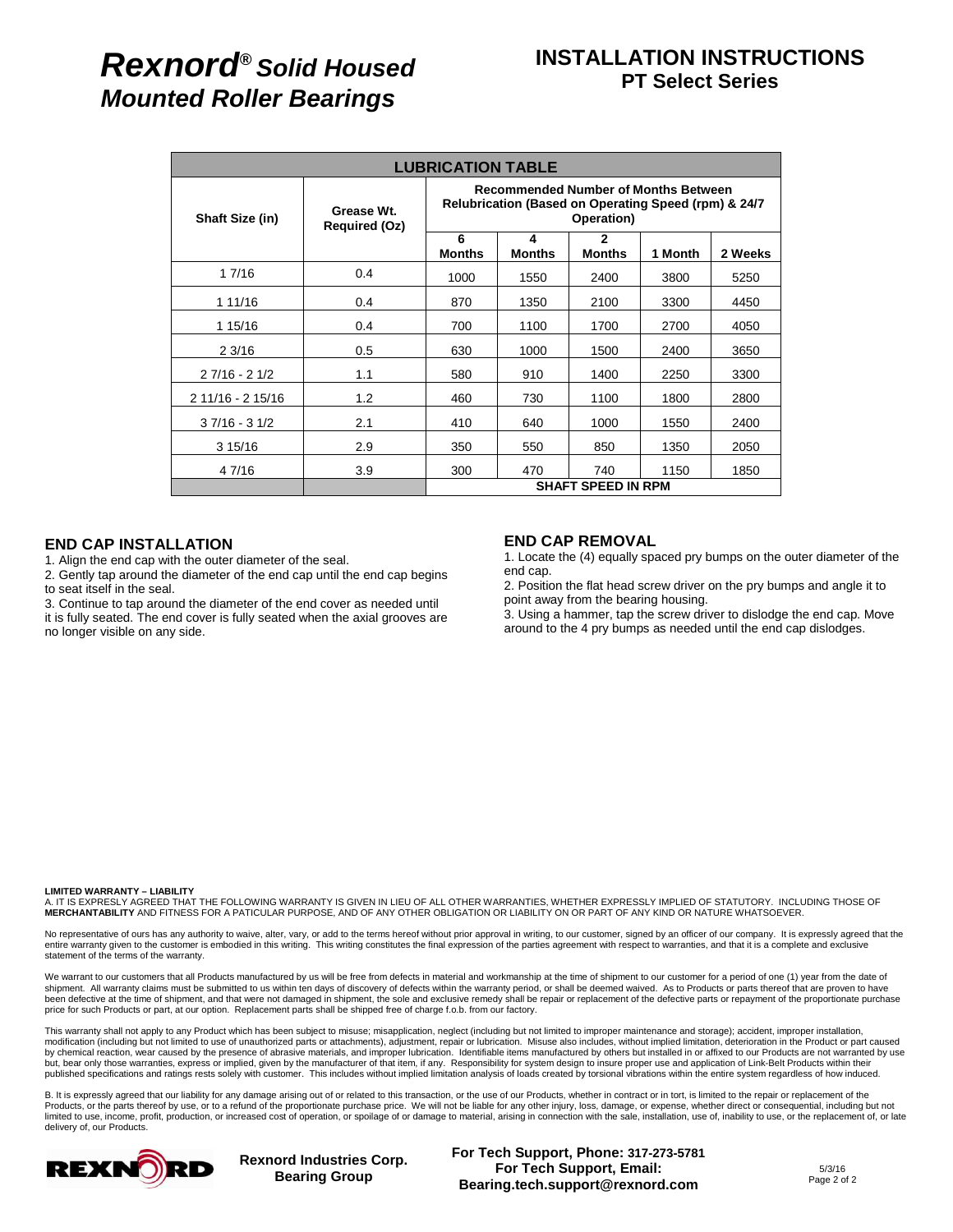# *Rexnord® Solid Housed Mounted Roller Bearings*

## INSTALLATION INSTRUCTIONS
### PT Select Series

| LUBRICATION TABLE | | | | | | |
|---|---|---|---|---|---|---|
| Shaft Size (in) | Grease Wt. Required (Oz) | Recommended Number of Months Between Relubrication (Based on Operating Speed (rpm) & 24/7 Operation) | | | | |
| | | 6 Months | 4 Months | 2 Months | 1 Month | 2 Weeks |
| 1 7/16 | 0.4 | 1000 | 1550 | 2400 | 3800 | 5250 |
| 1 11/16 | 0.4 | 870 | 1350 | 2100 | 3300 | 4450 |
| 1 15/16 | 0.4 | 700 | 1100 | 1700 | 2700 | 4050 |
| 2 3/16 | 0.5 | 630 | 1000 | 1500 | 2400 | 3650 |
| 2 7/16 - 2 1/2 | 1.1 | 580 | 910 | 1400 | 2250 | 3300 |
| 2 11/16 - 2 15/16 | 1.2 | 460 | 730 | 1100 | 1800 | 2800 |
| 3 7/16 - 3 1/2 | 2.1 | 410 | 640 | 1000 | 1550 | 2400 |
| 3 15/16 | 2.9 | 350 | 550 | 850 | 1350 | 2050 |
| 4 7/16 | 3.9 | 300 | 470 | 740 | 1150 | 1850 |
| | | SHAFT SPEED IN RPM | | | | |

### END CAP INSTALLATION

1. Align the end cap with the outer diameter of the seal.
2. Gently tap around the diameter of the end cap until the end cap begins to seat itself in the seal.
3. Continue to tap around the diameter of the end cover as needed until it is fully seated. The end cover is fully seated when the axial grooves are no longer visible on any side.

### END CAP REMOVAL

1. Locate the (4) equally spaced pry bumps on the outer diameter of the end cap.
2. Position the flat head screw driver on the pry bumps and angle it to point away from the bearing housing.
3. Using a hammer, tap the screw driver to dislodge the end cap. Move around to the 4 pry bumps as needed until the end cap dislodges.

**LIMITED WARRANTY – LIABILITY**

A. IT IS EXPRESLY AGREED THAT THE FOLLOWING WARRANTY IS GIVEN IN LIEU OF ALL OTHER WARRANTIES, WHETHER EXPRESSLY IMPLIED OF STATUTORY. INCLUDING THOSE OF **MERCHANTABILITY** AND FITNESS FOR A PATICULAR PURPOSE, AND OF ANY OTHER OBLIGATION OR LIABILITY ON OR PART OF ANY KIND OR NATURE WHATSOEVER.

No representative of ours has any authority to waive, alter, vary, or add to the terms hereof without prior approval in writing, to our customer, signed by an officer of our company. It is expressly agreed that the entire warranty given to the customer is embodied in this writing. This writing constitutes the final expression of the parties agreement with respect to warranties, and that it is a complete and exclusive statement of the terms of the warranty.

We warrant to our customers that all Products manufactured by us will be free from defects in material and workmanship at the time of shipment to our customer for a period of one (1) year from the date of shipment. All warranty claims must be submitted to us within ten days of discovery of defects within the warranty period, or shall be deemed waived. As to Products or parts thereof that are proven to have been defective at the time of shipment, and that were not damaged in shipment, the sole and exclusive remedy shall be repair or replacement of the defective parts or repayment of the proportionate purchase price for such Products or part, at our option. Replacement parts shall be shipped free of charge f.o.b. from our factory.

This warranty shall not apply to any Product which has been subject to misuse; misapplication, neglect (including but not limited to improper maintenance and storage); accident, improper installation, modification (including but not limited to use of unauthorized parts or attachments), adjustment, repair or lubrication. Misuse also includes, without implied limitation, deterioration in the Product or part caused by chemical reaction, wear caused by the presence of abrasive materials, and improper lubrication. Identifiable items manufactured by others but installed in or affixed to our Products are not warranted by use but, bear only those warranties, express or implied, given by the manufacturer of that item, if any. Responsibility for system design to insure proper use and application of Link-Belt Products within their published specifications and ratings rests solely with customer. This includes without implied limitation analysis of loads created by torsional vibrations within the entire system regardless of how induced.

B. It is expressly agreed that our liability for any damage arising out of or related to this transaction, or the use of our Products, whether in contract or in tort, is limited to the repair or replacement of the Products, or the parts thereof by use, or to a refund of the proportionate purchase price. We will not be liable for any other injury, loss, damage, or expense, whether direct or consequential, including but not limited to use, income, profit, production, or increased cost of operation, or spoilage of or damage to material, arising in connection with the sale, installation, use of, inability to use, or the replacement of, or late delivery of, our Products.

REXNORD

**Rexnord Industries Corp.**
**Bearing Group**

**For Tech Support, Phone: 317-273-5781**
**For Tech Support, Email: Bearing.tech.support@rexnord.com**

5/3/16